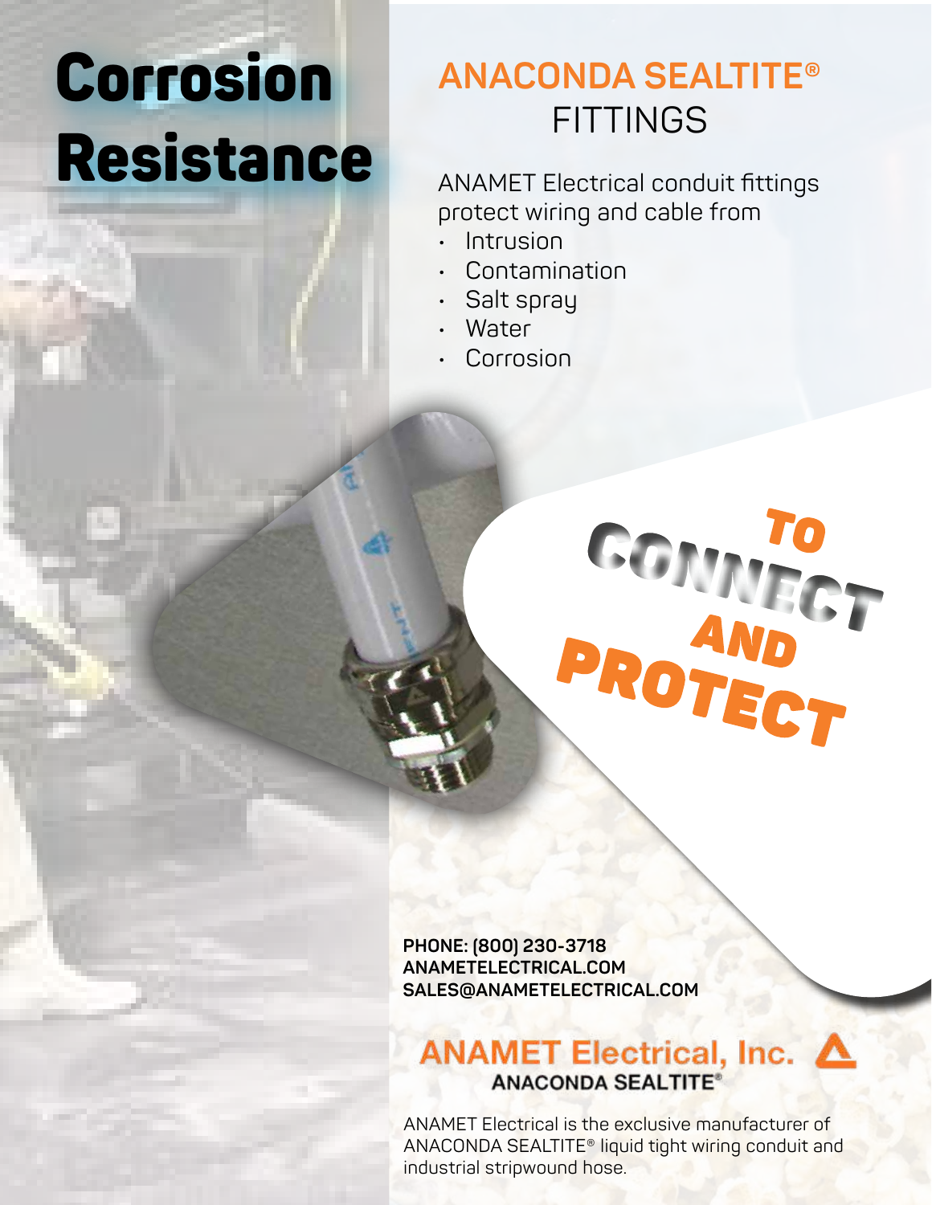# Corrosion Resistance

## ANACONDA SEALTITE® FITTINGS

ANAMET Electrical conduit fittings protect wiring and cable from

- Intrusion
- Contamination
- Salt spray
- Water
- Corrosion

**TO CONNECT AND PROTECT**

**PHONE: (800) 230-3718**
**ANAMETELECTRICAL.COM**
**SALES@ANAMETELECTRICAL.COM**

**ANAMET Electrical, Inc.**
**ANACONDA SEALTITE®**

ANAMET Electrical is the exclusive manufacturer of ANACONDA SEALTITE® liquid tight wiring conduit and industrial stripwound hose.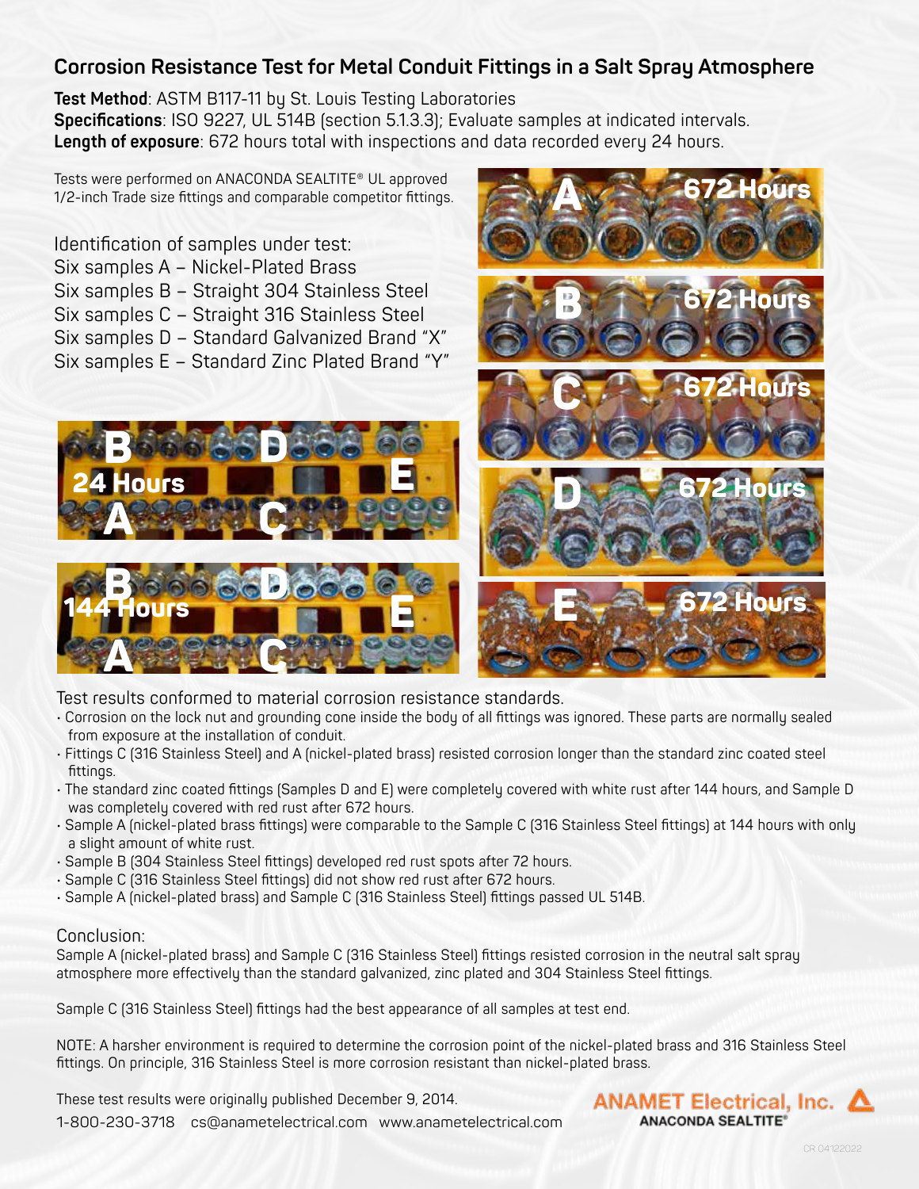## Corrosion Resistance Test for Metal Conduit Fittings in a Salt Spray Atmosphere

**Test Method**: ASTM B117-11 by St. Louis Testing Laboratories
**Specifications**: ISO 9227, UL 514B (section 5.1.3.3); Evaluate samples at indicated intervals.
**Length of exposure**: 672 hours total with inspections and data recorded every 24 hours.

Tests were performed on ANACONDA SEALTITE® UL approved 1/2-inch Trade size fittings and comparable competitor fittings.

Identification of samples under test:
Six samples A – Nickel-Plated Brass
Six samples B – Straight 304 Stainless Steel
Six samples C – Straight 316 Stainless Steel
Six samples D – Standard Galvanized Brand "X"
Six samples E – Standard Zinc Plated Brand "Y"

Test results conformed to material corrosion resistance standards.

- Corrosion on the lock nut and grounding cone inside the body of all fittings was ignored. These parts are normally sealed from exposure at the installation of conduit.
- Fittings C (316 Stainless Steel) and A (nickel-plated brass) resisted corrosion longer than the standard zinc coated steel fittings.
- The standard zinc coated fittings (Samples D and E) were completely covered with white rust after 144 hours, and Sample D was completely covered with red rust after 672 hours.
- Sample A (nickel-plated brass fittings) were comparable to the Sample C (316 Stainless Steel fittings) at 144 hours with only a slight amount of white rust.
- Sample B (304 Stainless Steel fittings) developed red rust spots after 72 hours.
- Sample C (316 Stainless Steel fittings) did not show red rust after 672 hours.
- Sample A (nickel-plated brass) and Sample C (316 Stainless Steel) fittings passed UL 514B.

Conclusion:
Sample A (nickel-plated brass) and Sample C (316 Stainless Steel) fittings resisted corrosion in the neutral salt spray atmosphere more effectively than the standard galvanized, zinc plated and 304 Stainless Steel fittings.

Sample C (316 Stainless Steel) fittings had the best appearance of all samples at test end.

NOTE: A harsher environment is required to determine the corrosion point of the nickel-plated brass and 316 Stainless Steel fittings. On principle, 316 Stainless Steel is more corrosion resistant than nickel-plated brass.

These test results were originally published December 9, 2014.
1-800-230-3718 cs@anametelectrical.com www.anametelectrical.com

ANAMET Electrical, Inc.
ANACONDA SEALTITE®

CR 04122022